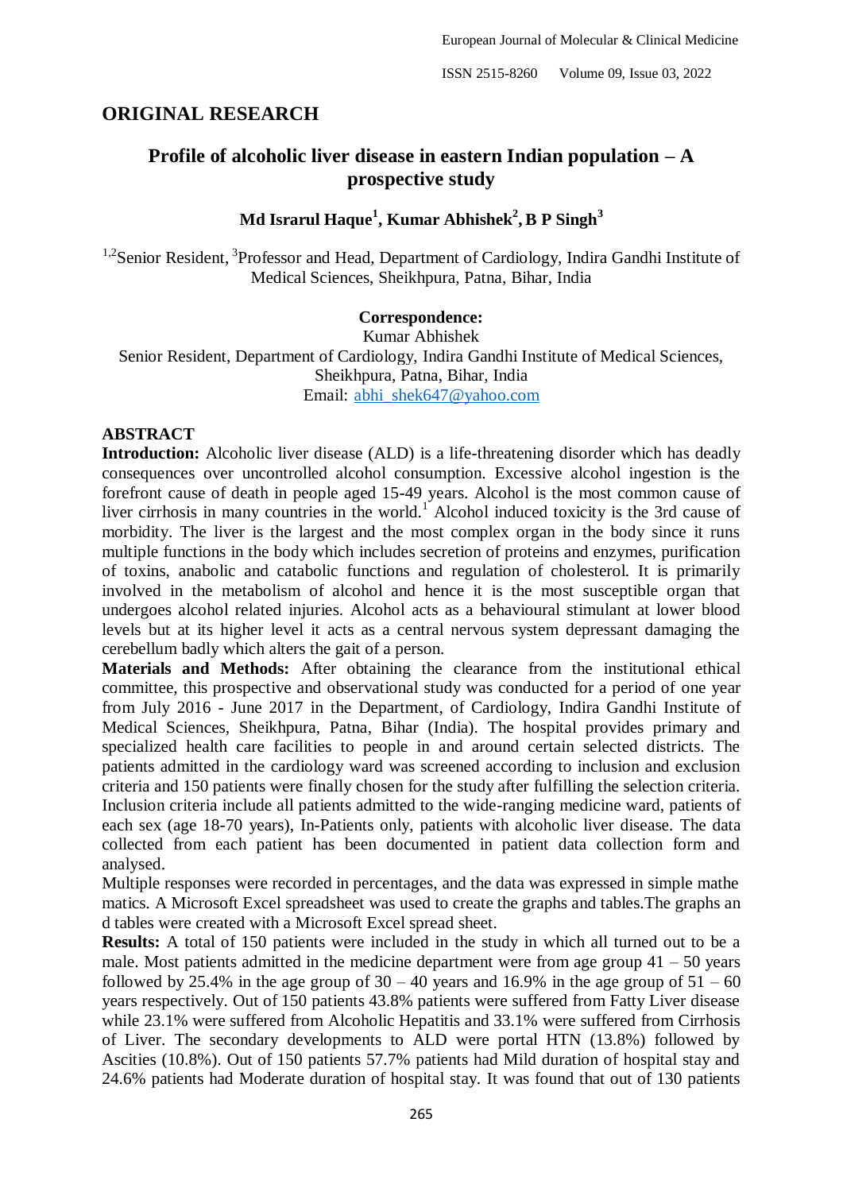## ORIGINAL RESEARCH

# Profile of alcoholic liver disease in eastern Indian population – A prospective study

**Md Israrul Haque[1], Kumar Abhishek[2], B P Singh[3]**

[1,2]Senior Resident, [3]Professor and Head, Department of Cardiology, Indira Gandhi Institute of Medical Sciences, Sheikhpura, Patna, Bihar, India

**Correspondence:**

Kumar Abhishek

Senior Resident, Department of Cardiology, Indira Gandhi Institute of Medical Sciences, Sheikhpura, Patna, Bihar, India

Email: abhi_shek647@yahoo.com

## ABSTRACT

**Introduction:** Alcoholic liver disease (ALD) is a life-threatening disorder which has deadly consequences over uncontrolled alcohol consumption. Excessive alcohol ingestion is the forefront cause of death in people aged 15-49 years. Alcohol is the most common cause of liver cirrhosis in many countries in the world.[1] Alcohol induced toxicity is the 3rd cause of morbidity. The liver is the largest and the most complex organ in the body since it runs multiple functions in the body which includes secretion of proteins and enzymes, purification of toxins, anabolic and catabolic functions and regulation of cholesterol. It is primarily involved in the metabolism of alcohol and hence it is the most susceptible organ that undergoes alcohol related injuries. Alcohol acts as a behavioural stimulant at lower blood levels but at its higher level it acts as a central nervous system depressant damaging the cerebellum badly which alters the gait of a person.

**Materials and Methods:** After obtaining the clearance from the institutional ethical committee, this prospective and observational study was conducted for a period of one year from July 2016 - June 2017 in the Department, of Cardiology, Indira Gandhi Institute of Medical Sciences, Sheikhpura, Patna, Bihar (India). The hospital provides primary and specialized health care facilities to people in and around certain selected districts. The patients admitted in the cardiology ward was screened according to inclusion and exclusion criteria and 150 patients were finally chosen for the study after fulfilling the selection criteria. Inclusion criteria include all patients admitted to the wide-ranging medicine ward, patients of each sex (age 18-70 years), In-Patients only, patients with alcoholic liver disease. The data collected from each patient has been documented in patient data collection form and analysed.

Multiple responses were recorded in percentages, and the data was expressed in simple mathe matics. A Microsoft Excel spreadsheet was used to create the graphs and tables.The graphs an d tables were created with a Microsoft Excel spread sheet.

**Results:** A total of 150 patients were included in the study in which all turned out to be a male. Most patients admitted in the medicine department were from age group 41 – 50 years followed by 25.4% in the age group of 30 – 40 years and 16.9% in the age group of 51 – 60 years respectively. Out of 150 patients 43.8% patients were suffered from Fatty Liver disease while 23.1% were suffered from Alcoholic Hepatitis and 33.1% were suffered from Cirrhosis of Liver. The secondary developments to ALD were portal HTN (13.8%) followed by Ascities (10.8%). Out of 150 patients 57.7% patients had Mild duration of hospital stay and 24.6% patients had Moderate duration of hospital stay. It was found that out of 130 patients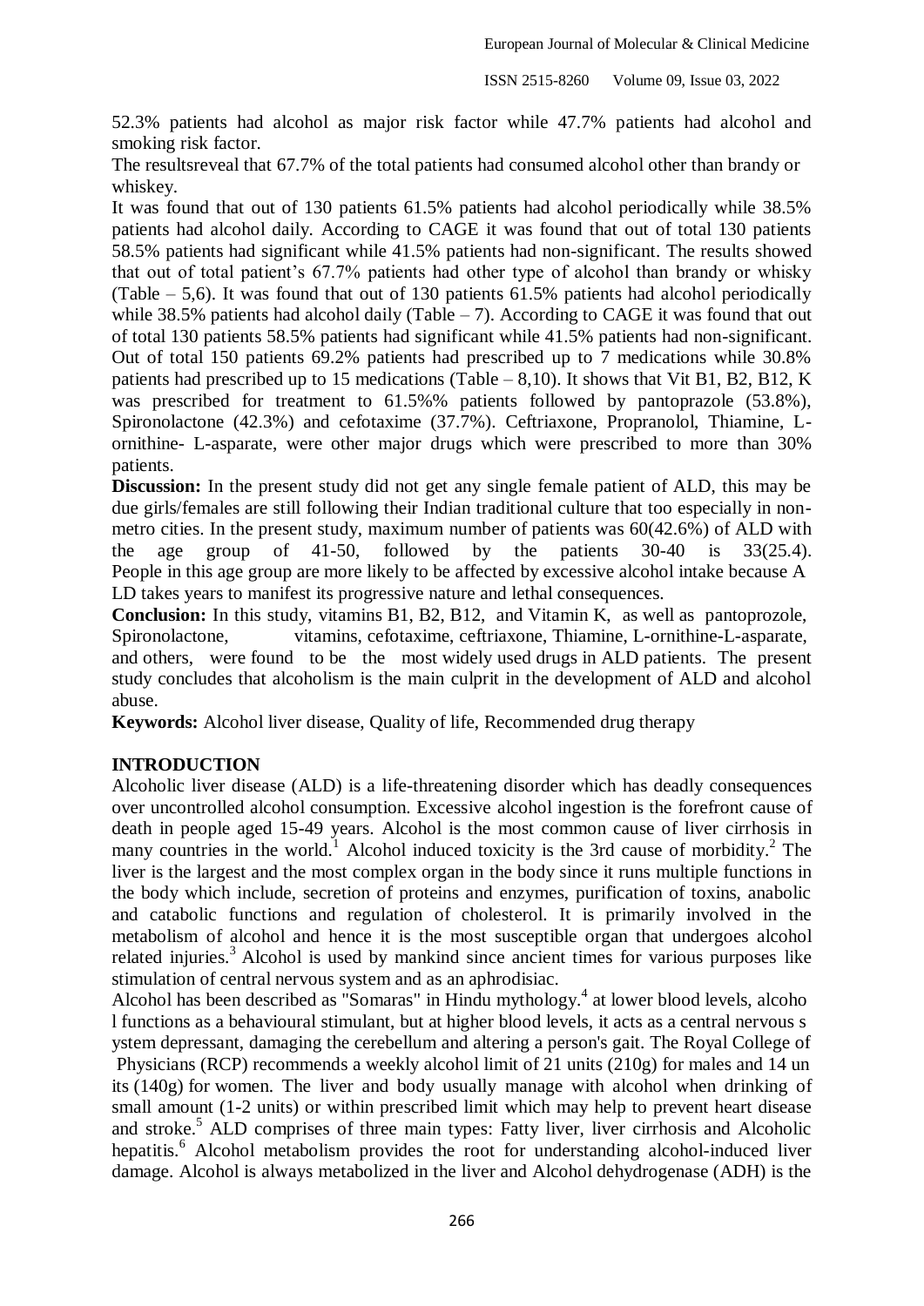52.3% patients had alcohol as major risk factor while 47.7% patients had alcohol and smoking risk factor.

The resultsreveal that 67.7% of the total patients had consumed alcohol other than brandy or whiskey.

It was found that out of 130 patients 61.5% patients had alcohol periodically while 38.5% patients had alcohol daily. According to CAGE it was found that out of total 130 patients 58.5% patients had significant while 41.5% patients had non-significant. The results showed that out of total patient's 67.7% patients had other type of alcohol than brandy or whisky (Table – 5,6). It was found that out of 130 patients 61.5% patients had alcohol periodically while 38.5% patients had alcohol daily (Table – 7). According to CAGE it was found that out of total 130 patients 58.5% patients had significant while 41.5% patients had non-significant. Out of total 150 patients 69.2% patients had prescribed up to 7 medications while 30.8% patients had prescribed up to 15 medications (Table – 8,10). It shows that Vit B1, B2, B12, K was prescribed for treatment to 61.5%% patients followed by pantoprazole (53.8%), Spironolactone (42.3%) and cefotaxime (37.7%). Ceftriaxone, Propranolol, Thiamine, L-ornithine- L-asparate, were other major drugs which were prescribed to more than 30% patients.

**Discussion:** In the present study did not get any single female patient of ALD, this may be due girls/females are still following their Indian traditional culture that too especially in non-metro cities. In the present study, maximum number of patients was 60(42.6%) of ALD with the age group of 41-50, followed by the patients 30-40 is 33(25.4). People in this age group are more likely to be affected by excessive alcohol intake because A LD takes years to manifest its progressive nature and lethal consequences.

**Conclusion:** In this study, vitamins B1, B2, B12, and Vitamin K, as well as pantoprozole, Spironolactone, vitamins, cefotaxime, ceftriaxone, Thiamine, L-ornithine-L-asparate, and others, were found to be the most widely used drugs in ALD patients. The present study concludes that alcoholism is the main culprit in the development of ALD and alcohol abuse.

**Keywords:** Alcohol liver disease, Quality of life, Recommended drug therapy

## INTRODUCTION

Alcoholic liver disease (ALD) is a life-threatening disorder which has deadly consequences over uncontrolled alcohol consumption. Excessive alcohol ingestion is the forefront cause of death in people aged 15-49 years. Alcohol is the most common cause of liver cirrhosis in many countries in the world.[1] Alcohol induced toxicity is the 3rd cause of morbidity.[2] The liver is the largest and the most complex organ in the body since it runs multiple functions in the body which include, secretion of proteins and enzymes, purification of toxins, anabolic and catabolic functions and regulation of cholesterol. It is primarily involved in the metabolism of alcohol and hence it is the most susceptible organ that undergoes alcohol related injuries.[3] Alcohol is used by mankind since ancient times for various purposes like stimulation of central nervous system and as an aphrodisiac.

Alcohol has been described as "Somaras" in Hindu mythology.[4] at lower blood levels, alcoho l functions as a behavioural stimulant, but at higher blood levels, it acts as a central nervous s ystem depressant, damaging the cerebellum and altering a person's gait. The Royal College of Physicians (RCP) recommends a weekly alcohol limit of 21 units (210g) for males and 14 un its (140g) for women. The liver and body usually manage with alcohol when drinking of small amount (1-2 units) or within prescribed limit which may help to prevent heart disease and stroke.[5] ALD comprises of three main types: Fatty liver, liver cirrhosis and Alcoholic hepatitis.[6] Alcohol metabolism provides the root for understanding alcohol-induced liver damage. Alcohol is always metabolized in the liver and Alcohol dehydrogenase (ADH) is the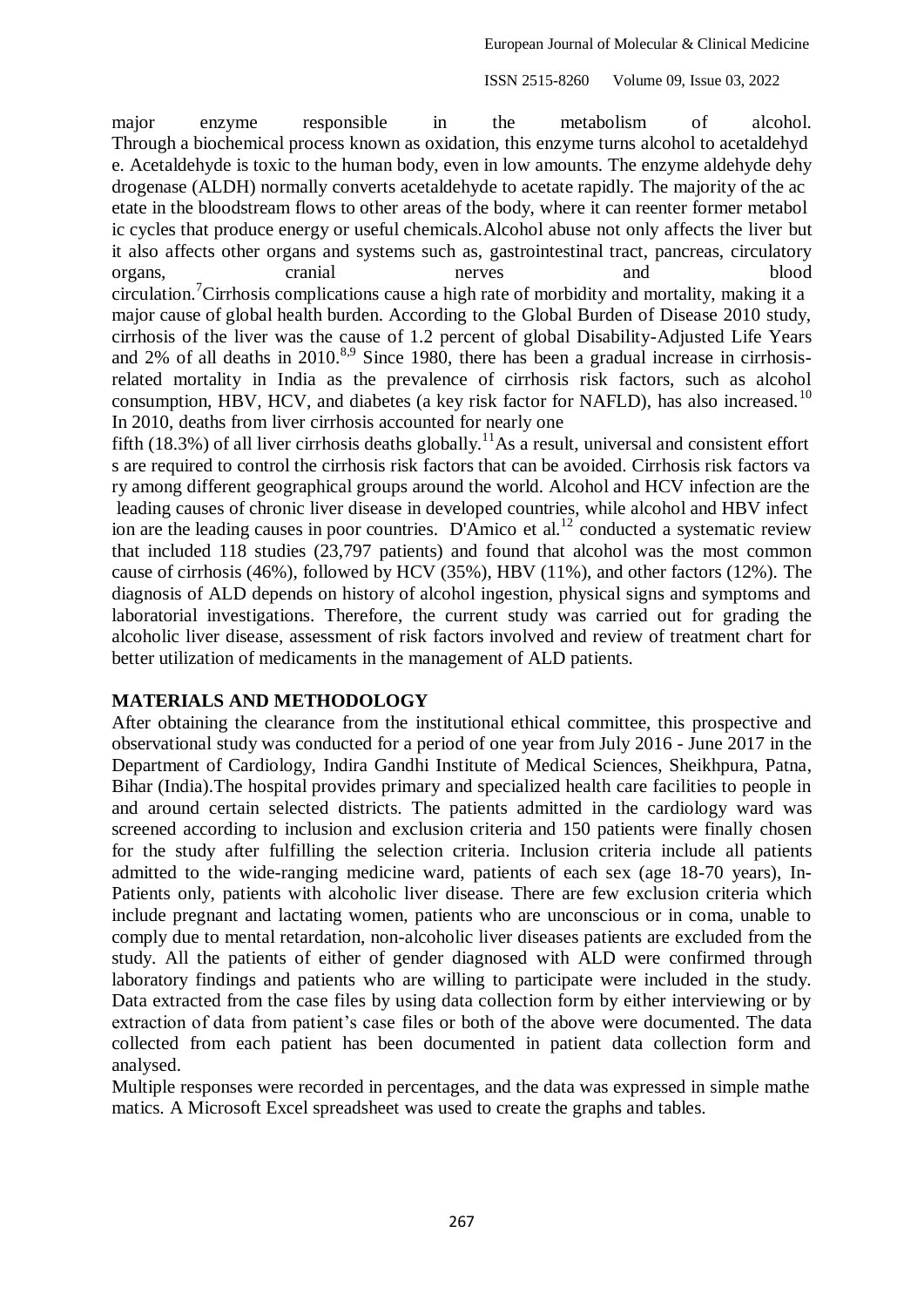major enzyme responsible in the metabolism of alcohol. Through a biochemical process known as oxidation, this enzyme turns alcohol to acetaldehyde. Acetaldehyde is toxic to the human body, even in low amounts. The enzyme aldehyde dehydrogenase (ALDH) normally converts acetaldehyde to acetate rapidly. The majority of the acetate in the bloodstream flows to other areas of the body, where it can reenter former metabolic cycles that produce energy or useful chemicals. Alcohol abuse not only affects the liver but it also affects other organs and systems such as, gastrointestinal tract, pancreas, circulatory organs, cranial nerves and blood circulation.[7] Cirrhosis complications cause a high rate of morbidity and mortality, making it a major cause of global health burden. According to the Global Burden of Disease 2010 study, cirrhosis of the liver was the cause of 1.2 percent of global Disability-Adjusted Life Years and 2% of all deaths in 2010.[8,9] Since 1980, there has been a gradual increase in cirrhosis-related mortality in India as the prevalence of cirrhosis risk factors, such as alcohol consumption, HBV, HCV, and diabetes (a key risk factor for NAFLD), has also increased.[10] In 2010, deaths from liver cirrhosis accounted for nearly one fifth (18.3%) of all liver cirrhosis deaths globally.[11] As a result, universal and consistent efforts are required to control the cirrhosis risk factors that can be avoided. Cirrhosis risk factors vary among different geographical groups around the world. Alcohol and HCV infection are the leading causes of chronic liver disease in developed countries, while alcohol and HBV infection are the leading causes in poor countries. D'Amico et al.[12] conducted a systematic review that included 118 studies (23,797 patients) and found that alcohol was the most common cause of cirrhosis (46%), followed by HCV (35%), HBV (11%), and other factors (12%). The diagnosis of ALD depends on history of alcohol ingestion, physical signs and symptoms and laboratorial investigations. Therefore, the current study was carried out for grading the alcoholic liver disease, assessment of risk factors involved and review of treatment chart for better utilization of medicaments in the management of ALD patients.

## MATERIALS AND METHODOLOGY

After obtaining the clearance from the institutional ethical committee, this prospective and observational study was conducted for a period of one year from July 2016 - June 2017 in the Department of Cardiology, Indira Gandhi Institute of Medical Sciences, Sheikhpura, Patna, Bihar (India).The hospital provides primary and specialized health care facilities to people in and around certain selected districts. The patients admitted in the cardiology ward was screened according to inclusion and exclusion criteria and 150 patients were finally chosen for the study after fulfilling the selection criteria. Inclusion criteria include all patients admitted to the wide-ranging medicine ward, patients of each sex (age 18-70 years), In-Patients only, patients with alcoholic liver disease. There are few exclusion criteria which include pregnant and lactating women, patients who are unconscious or in coma, unable to comply due to mental retardation, non-alcoholic liver diseases patients are excluded from the study. All the patients of either of gender diagnosed with ALD were confirmed through laboratory findings and patients who are willing to participate were included in the study. Data extracted from the case files by using data collection form by either interviewing or by extraction of data from patient's case files or both of the above were documented. The data collected from each patient has been documented in patient data collection form and analysed.

Multiple responses were recorded in percentages, and the data was expressed in simple mathematics. A Microsoft Excel spreadsheet was used to create the graphs and tables.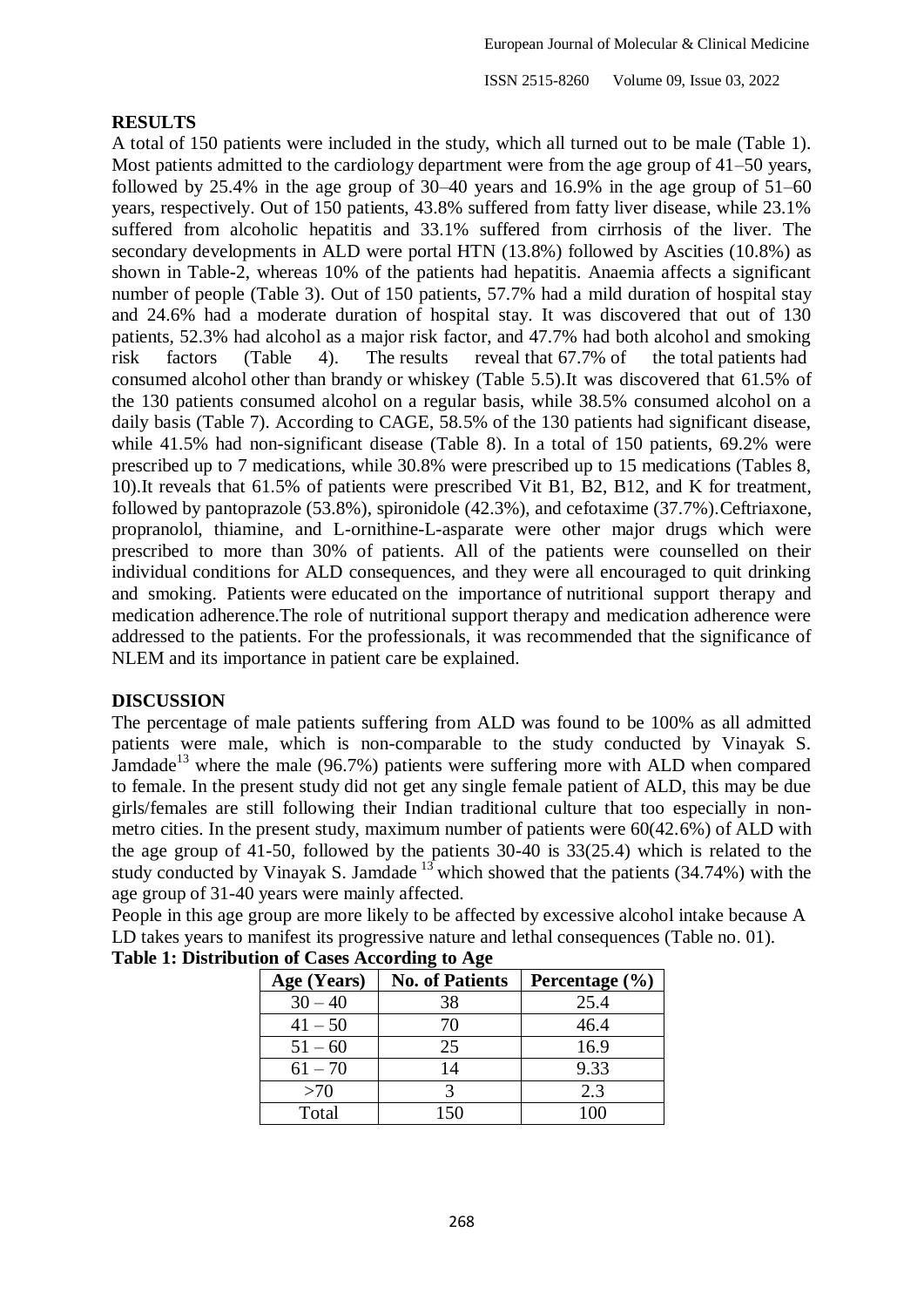## RESULTS

A total of 150 patients were included in the study, which all turned out to be male (Table 1). Most patients admitted to the cardiology department were from the age group of 41–50 years, followed by 25.4% in the age group of 30–40 years and 16.9% in the age group of 51–60 years, respectively. Out of 150 patients, 43.8% suffered from fatty liver disease, while 23.1% suffered from alcoholic hepatitis and 33.1% suffered from cirrhosis of the liver. The secondary developments in ALD were portal HTN (13.8%) followed by Ascities (10.8%) as shown in Table-2, whereas 10% of the patients had hepatitis. Anaemia affects a significant number of people (Table 3). Out of 150 patients, 57.7% had a mild duration of hospital stay and 24.6% had a moderate duration of hospital stay. It was discovered that out of 130 patients, 52.3% had alcohol as a major risk factor, and 47.7% had both alcohol and smoking risk factors (Table 4). The results reveal that 67.7% of the total patients had consumed alcohol other than brandy or whiskey (Table 5.5).It was discovered that 61.5% of the 130 patients consumed alcohol on a regular basis, while 38.5% consumed alcohol on a daily basis (Table 7). According to CAGE, 58.5% of the 130 patients had significant disease, while 41.5% had non-significant disease (Table 8). In a total of 150 patients, 69.2% were prescribed up to 7 medications, while 30.8% were prescribed up to 15 medications (Tables 8, 10).It reveals that 61.5% of patients were prescribed Vit B1, B2, B12, and K for treatment, followed by pantoprazole (53.8%), spironidole (42.3%), and cefotaxime (37.7%).Ceftriaxone, propranolol, thiamine, and L-ornithine-L-asparate were other major drugs which were prescribed to more than 30% of patients. All of the patients were counselled on their individual conditions for ALD consequences, and they were all encouraged to quit drinking and smoking. Patients were educated on the importance of nutritional support therapy and medication adherence.The role of nutritional support therapy and medication adherence were addressed to the patients. For the professionals, it was recommended that the significance of NLEM and its importance in patient care be explained.

## DISCUSSION

The percentage of male patients suffering from ALD was found to be 100% as all admitted patients were male, which is non-comparable to the study conducted by Vinayak S. Jamdade[13] where the male (96.7%) patients were suffering more with ALD when compared to female. In the present study did not get any single female patient of ALD, this may be due girls/females are still following their Indian traditional culture that too especially in non-metro cities. In the present study, maximum number of patients were 60(42.6%) of ALD with the age group of 41-50, followed by the patients 30-40 is 33(25.4) which is related to the study conducted by Vinayak S. Jamdade [13] which showed that the patients (34.74%) with the age group of 31-40 years were mainly affected.

People in this age group are more likely to be affected by excessive alcohol intake because A LD takes years to manifest its progressive nature and lethal consequences (Table no. 01).

**Table 1: Distribution of Cases According to Age**

| Age (Years) | No. of Patients | Percentage (%) |
|---|---|---|
| 30 – 40 | 38 | 25.4 |
| 41 – 50 | 70 | 46.4 |
| 51 – 60 | 25 | 16.9 |
| 61 – 70 | 14 | 9.33 |
| >70 | 3 | 2.3 |
| Total | 150 | 100 |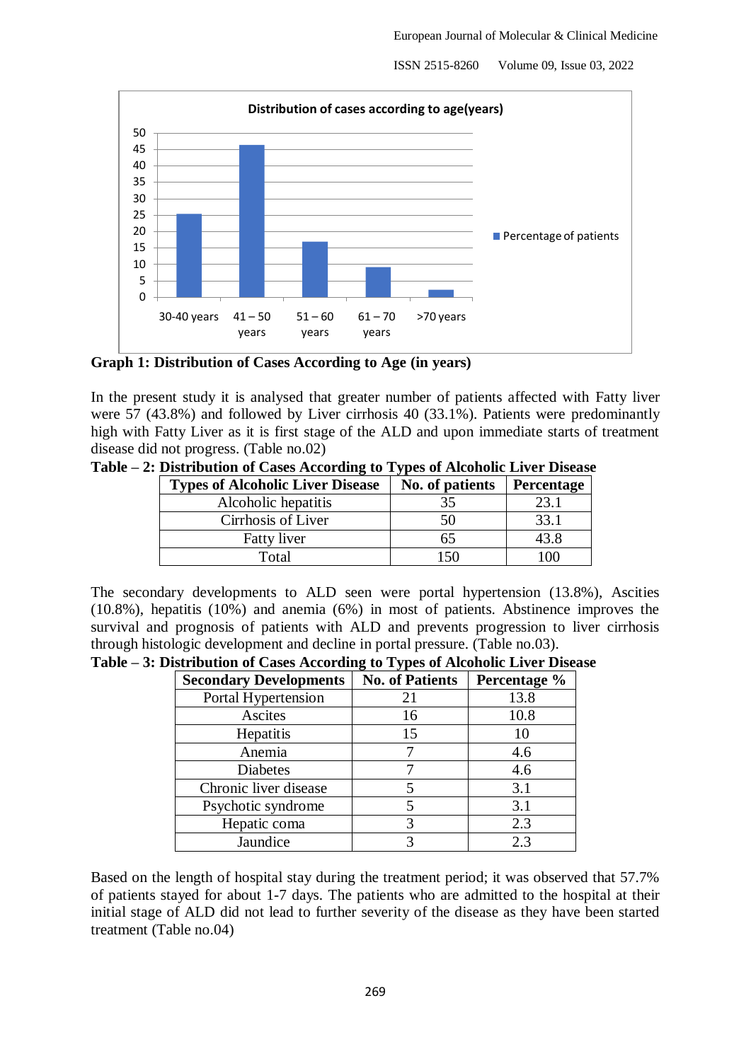Graph 1: Distribution of Cases According to Age (in years)

**Graph 1: Distribution of Cases According to Age (in years)**

In the present study it is analysed that greater number of patients affected with Fatty liver were 57 (43.8%) and followed by Liver cirrhosis 40 (33.1%). Patients were predominantly high with Fatty Liver as it is first stage of the ALD and upon immediate starts of treatment disease did not progress. (Table no.02)

**Table – 2: Distribution of Cases According to Types of Alcoholic Liver Disease**

| Types of Alcoholic Liver Disease | No. of patients | Percentage |
|---|---|---|
| Alcoholic hepatitis | 35 | 23.1 |
| Cirrhosis of Liver | 50 | 33.1 |
| Fatty liver | 65 | 43.8 |
| Total | 150 | 100 |

The secondary developments to ALD seen were portal hypertension (13.8%), Ascities (10.8%), hepatitis (10%) and anemia (6%) in most of patients. Abstinence improves the survival and prognosis of patients with ALD and prevents progression to liver cirrhosis through histologic development and decline in portal pressure. (Table no.03).

**Table – 3: Distribution of Cases According to Types of Alcoholic Liver Disease**

| Secondary Developments | No. of Patients | Percentage % |
|---|---|---|
| Portal Hypertension | 21 | 13.8 |
| Ascites | 16 | 10.8 |
| Hepatitis | 15 | 10 |
| Anemia | 7 | 4.6 |
| Diabetes | 7 | 4.6 |
| Chronic liver disease | 5 | 3.1 |
| Psychotic syndrome | 5 | 3.1 |
| Hepatic coma | 3 | 2.3 |
| Jaundice | 3 | 2.3 |

Based on the length of hospital stay during the treatment period; it was observed that 57.7% of patients stayed for about 1-7 days. The patients who are admitted to the hospital at their initial stage of ALD did not lead to further severity of the disease as they have been started treatment (Table no.04)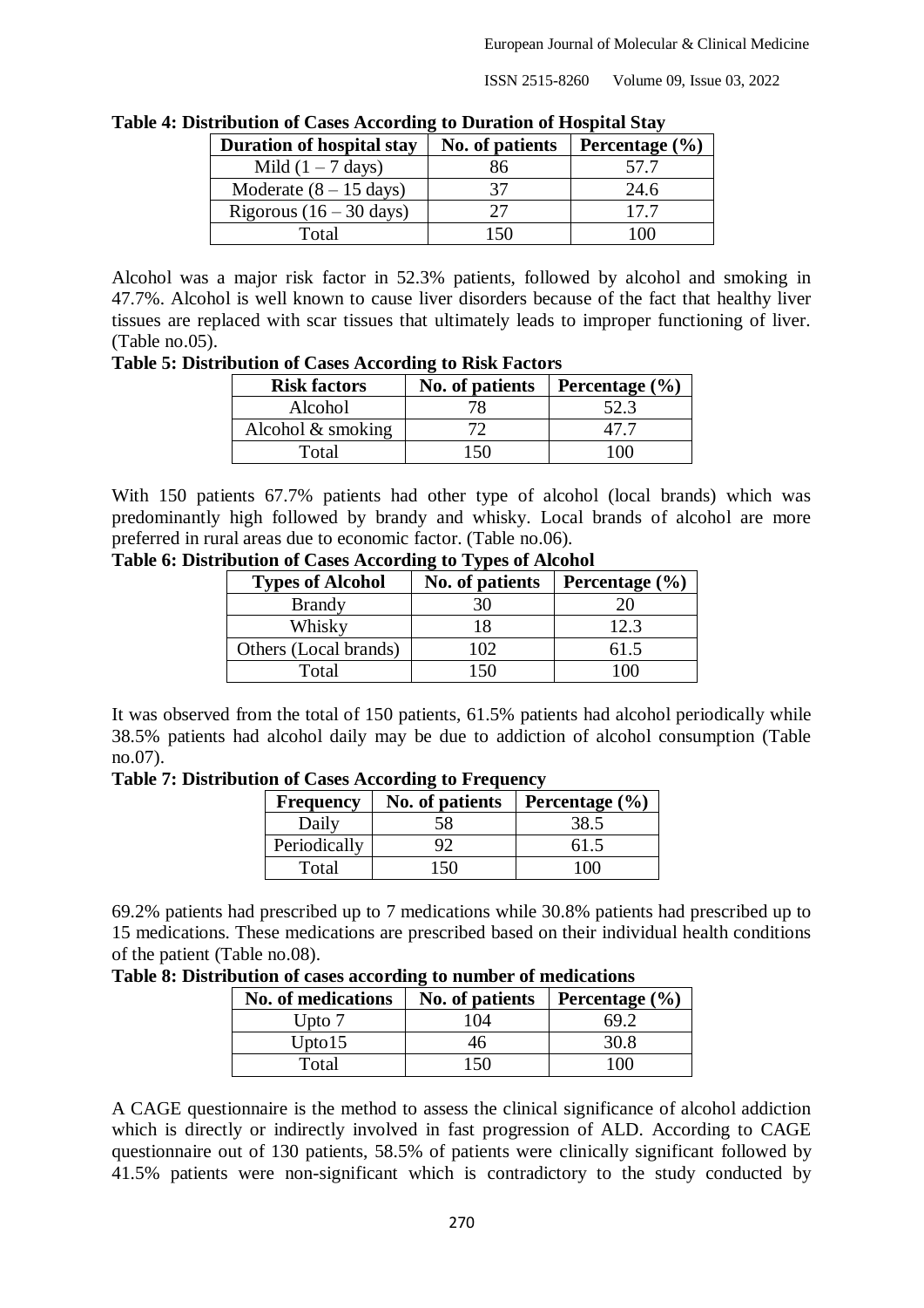**Table 4: Distribution of Cases According to Duration of Hospital Stay**

| Duration of hospital stay | No. of patients | Percentage (%) |
|---|---|---|
| Mild (1 – 7 days) | 86 | 57.7 |
| Moderate (8 – 15 days) | 37 | 24.6 |
| Rigorous (16 – 30 days) | 27 | 17.7 |
| Total | 150 | 100 |

Alcohol was a major risk factor in 52.3% patients, followed by alcohol and smoking in 47.7%. Alcohol is well known to cause liver disorders because of the fact that healthy liver tissues are replaced with scar tissues that ultimately leads to improper functioning of liver. (Table no.05).

**Table 5: Distribution of Cases According to Risk Factors**

| Risk factors | No. of patients | Percentage (%) |
|---|---|---|
| Alcohol | 78 | 52.3 |
| Alcohol & smoking | 72 | 47.7 |
| Total | 150 | 100 |

With 150 patients 67.7% patients had other type of alcohol (local brands) which was predominantly high followed by brandy and whisky. Local brands of alcohol are more preferred in rural areas due to economic factor. (Table no.06).

**Table 6: Distribution of Cases According to Types of Alcohol**

| Types of Alcohol | No. of patients | Percentage (%) |
|---|---|---|
| Brandy | 30 | 20 |
| Whisky | 18 | 12.3 |
| Others (Local brands) | 102 | 61.5 |
| Total | 150 | 100 |

It was observed from the total of 150 patients, 61.5% patients had alcohol periodically while 38.5% patients had alcohol daily may be due to addiction of alcohol consumption (Table no.07).

**Table 7: Distribution of Cases According to Frequency**

| Frequency | No. of patients | Percentage (%) |
|---|---|---|
| Daily | 58 | 38.5 |
| Periodically | 92 | 61.5 |
| Total | 150 | 100 |

69.2% patients had prescribed up to 7 medications while 30.8% patients had prescribed up to 15 medications. These medications are prescribed based on their individual health conditions of the patient (Table no.08).

**Table 8: Distribution of cases according to number of medications**

| No. of medications | No. of patients | Percentage (%) |
|---|---|---|
| Upto 7 | 104 | 69.2 |
| Upto15 | 46 | 30.8 |
| Total | 150 | 100 |

A CAGE questionnaire is the method to assess the clinical significance of alcohol addiction which is directly or indirectly involved in fast progression of ALD. According to CAGE questionnaire out of 130 patients, 58.5% of patients were clinically significant followed by 41.5% patients were non-significant which is contradictory to the study conducted by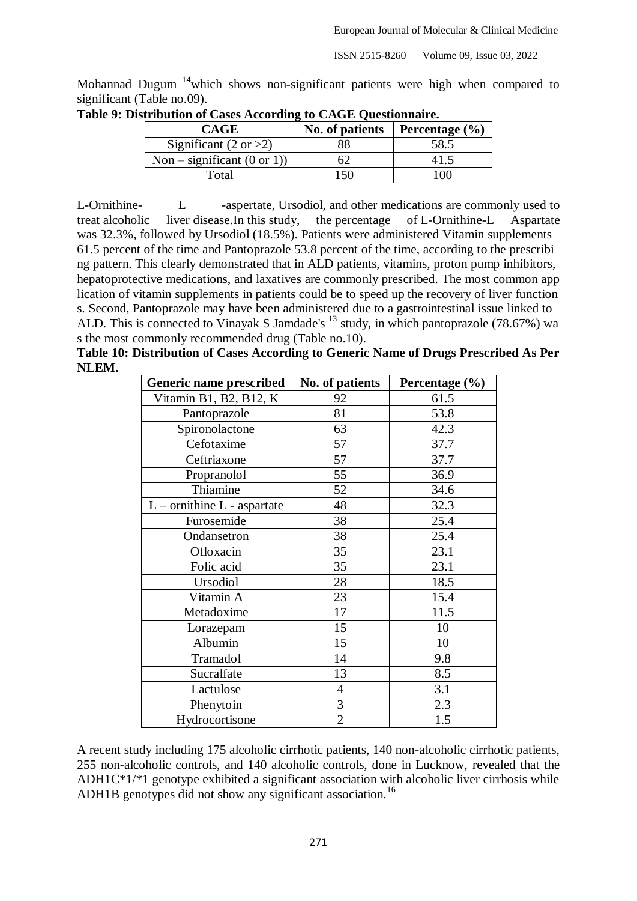Mohannad Dugum [14] which shows non-significant patients were high when compared to significant (Table no.09).

**Table 9: Distribution of Cases According to CAGE Questionnaire.**

| CAGE | No. of patients | Percentage (%) |
|---|---|---|
| Significant (2 or >2) | 88 | 58.5 |
| Non – significant (0 or 1)) | 62 | 41.5 |
| Total | 150 | 100 |

L-Ornithine- L -aspertate, Ursodiol, and other medications are commonly used to treat alcoholic liver disease.In this study, the percentage of L-Ornithine-L Aspartate was 32.3%, followed by Ursodiol (18.5%). Patients were administered Vitamin supplements 61.5 percent of the time and Pantoprazole 53.8 percent of the time, according to the prescribing pattern. This clearly demonstrated that in ALD patients, vitamins, proton pump inhibitors, hepatoprotective medications, and laxatives are commonly prescribed. The most common application of vitamin supplements in patients could be to speed up the recovery of liver functions. Second, Pantoprazole may have been administered due to a gastrointestinal issue linked to ALD. This is connected to Vinayak S Jamdade's [13] study, in which pantoprazole (78.67%) was the most commonly recommended drug (Table no.10).

**Table 10: Distribution of Cases According to Generic Name of Drugs Prescribed As Per NLEM.**

| Generic name prescribed | No. of patients | Percentage (%) |
|---|---|---|
| Vitamin B1, B2, B12, K | 92 | 61.5 |
| Pantoprazole | 81 | 53.8 |
| Spironolactone | 63 | 42.3 |
| Cefotaxime | 57 | 37.7 |
| Ceftriaxone | 57 | 37.7 |
| Propranolol | 55 | 36.9 |
| Thiamine | 52 | 34.6 |
| L – ornithine L - aspartate | 48 | 32.3 |
| Furosemide | 38 | 25.4 |
| Ondansetron | 38 | 25.4 |
| Ofloxacin | 35 | 23.1 |
| Folic acid | 35 | 23.1 |
| Ursodiol | 28 | 18.5 |
| Vitamin A | 23 | 15.4 |
| Metadoxime | 17 | 11.5 |
| Lorazepam | 15 | 10 |
| Albumin | 15 | 10 |
| Tramadol | 14 | 9.8 |
| Sucralfate | 13 | 8.5 |
| Lactulose | 4 | 3.1 |
| Phenytoin | 3 | 2.3 |
| Hydrocortisone | 2 | 1.5 |

A recent study including 175 alcoholic cirrhotic patients, 140 non-alcoholic cirrhotic patients, 255 non-alcoholic controls, and 140 alcoholic controls, done in Lucknow, revealed that the ADH1C*1/*1 genotype exhibited a significant association with alcoholic liver cirrhosis while ADH1B genotypes did not show any significant association.[16]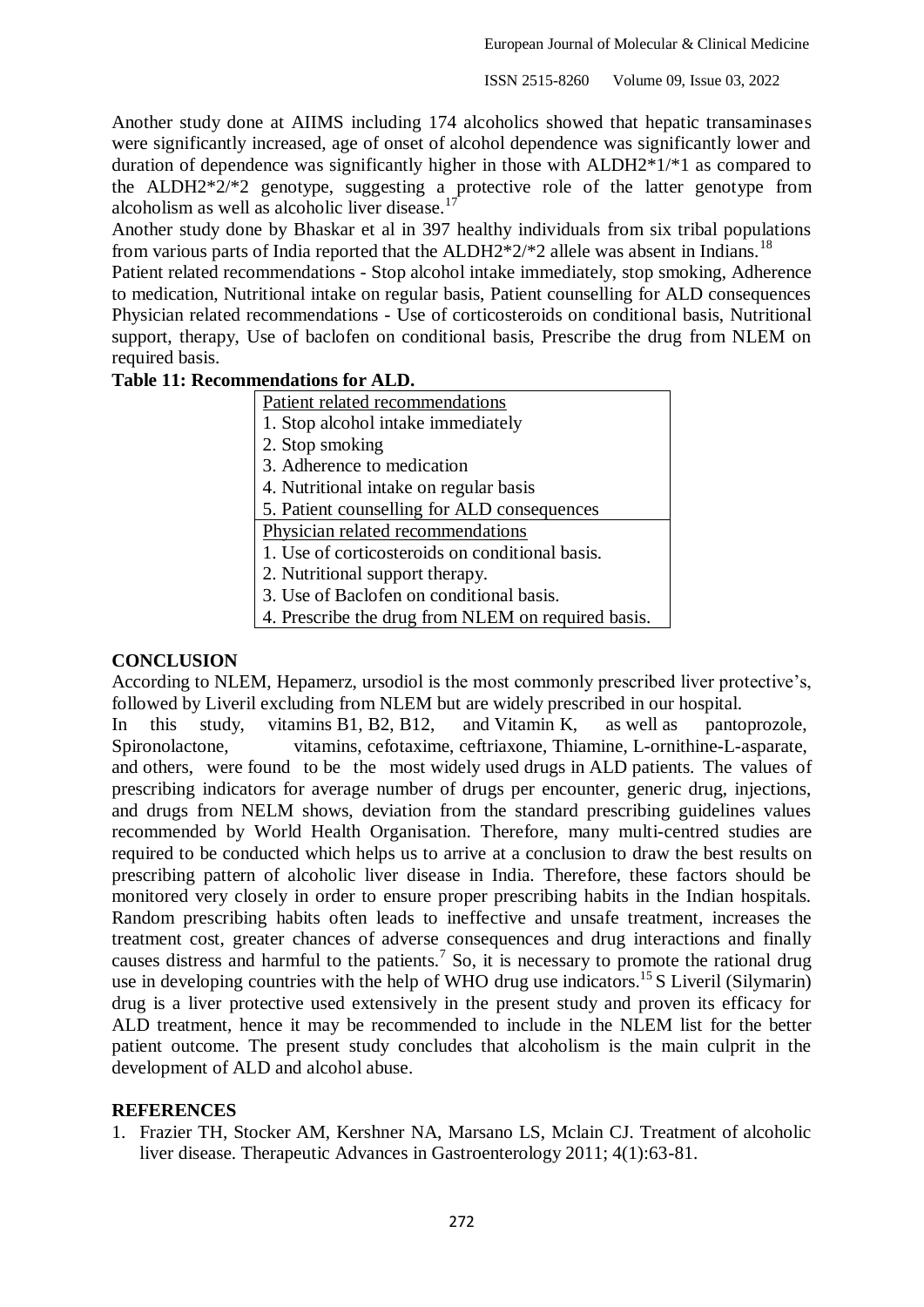Another study done at AIIMS including 174 alcoholics showed that hepatic transaminases were significantly increased, age of onset of alcohol dependence was significantly lower and duration of dependence was significantly higher in those with ALDH2*1/*1 as compared to the ALDH2*2/*2 genotype, suggesting a protective role of the latter genotype from alcoholism as well as alcoholic liver disease.[17]

Another study done by Bhaskar et al in 397 healthy individuals from six tribal populations from various parts of India reported that the ALDH2*2/*2 allele was absent in Indians.[18]

Patient related recommendations - Stop alcohol intake immediately, stop smoking, Adherence to medication, Nutritional intake on regular basis, Patient counselling for ALD consequences Physician related recommendations - Use of corticosteroids on conditional basis, Nutritional support, therapy, Use of baclofen on conditional basis, Prescribe the drug from NLEM on required basis.

**Table 11: Recommendations for ALD.**

| Patient related recommendations |
|---|
| 1. Stop alcohol intake immediately |
| 2. Stop smoking |
| 3. Adherence to medication |
| 4. Nutritional intake on regular basis |
| 5. Patient counselling for ALD consequences |
| Physician related recommendations |
| 1. Use of corticosteroids on conditional basis. |
| 2. Nutritional support therapy. |
| 3. Use of Baclofen on conditional basis. |
| 4. Prescribe the drug from NLEM on required basis. |

## CONCLUSION

According to NLEM, Hepamerz, ursodiol is the most commonly prescribed liver protective's, followed by Liveril excluding from NLEM but are widely prescribed in our hospital.

In this study, vitamins B1, B2, B12, and Vitamin K, as well as pantoprozole, Spironolactone, vitamins, cefotaxime, ceftriaxone, Thiamine, L-ornithine-L-asparate, and others, were found to be the most widely used drugs in ALD patients. The values of prescribing indicators for average number of drugs per encounter, generic drug, injections, and drugs from NELM shows, deviation from the standard prescribing guidelines values recommended by World Health Organisation. Therefore, many multi-centred studies are required to be conducted which helps us to arrive at a conclusion to draw the best results on prescribing pattern of alcoholic liver disease in India. Therefore, these factors should be monitored very closely in order to ensure proper prescribing habits in the Indian hospitals. Random prescribing habits often leads to ineffective and unsafe treatment, increases the treatment cost, greater chances of adverse consequences and drug interactions and finally causes distress and harmful to the patients.[7] So, it is necessary to promote the rational drug use in developing countries with the help of WHO drug use indicators.[15] S Liveril (Silymarin) drug is a liver protective used extensively in the present study and proven its efficacy for ALD treatment, hence it may be recommended to include in the NLEM list for the better patient outcome. The present study concludes that alcoholism is the main culprit in the development of ALD and alcohol abuse.

## REFERENCES

1. Frazier TH, Stocker AM, Kershner NA, Marsano LS, Mclain CJ. Treatment of alcoholic liver disease. Therapeutic Advances in Gastroenterology 2011; 4(1):63-81.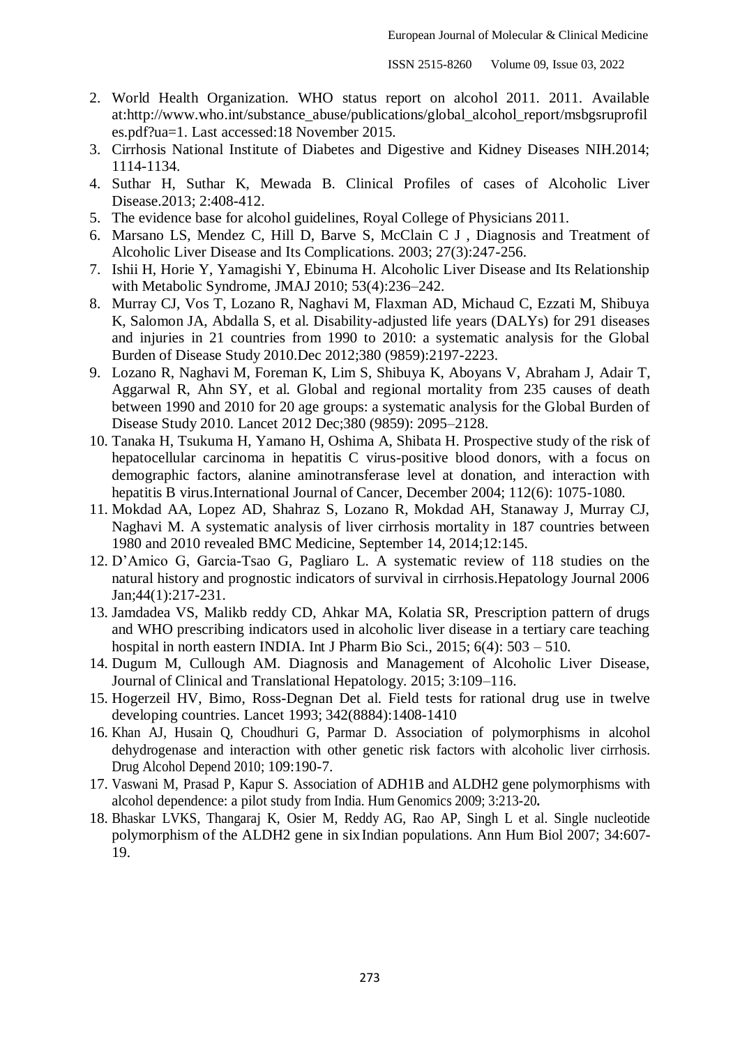2. World Health Organization. WHO status report on alcohol 2011. 2011. Available at:http://www.who.int/substance_abuse/publications/global_alcohol_report/msbgsruprofiles.pdf?ua=1. Last accessed:18 November 2015.
3. Cirrhosis National Institute of Diabetes and Digestive and Kidney Diseases NIH.2014; 1114-1134.
4. Suthar H, Suthar K, Mewada B. Clinical Profiles of cases of Alcoholic Liver Disease.2013; 2:408-412.
5. The evidence base for alcohol guidelines, Royal College of Physicians 2011.
6. Marsano LS, Mendez C, Hill D, Barve S, McClain C J , Diagnosis and Treatment of Alcoholic Liver Disease and Its Complications. 2003; 27(3):247-256.
7. Ishii H, Horie Y, Yamagishi Y, Ebinuma H. Alcoholic Liver Disease and Its Relationship with Metabolic Syndrome, JMAJ 2010; 53(4):236–242.
8. Murray CJ, Vos T, Lozano R, Naghavi M, Flaxman AD, Michaud C, Ezzati M, Shibuya K, Salomon JA, Abdalla S, et al. Disability-adjusted life years (DALYs) for 291 diseases and injuries in 21 countries from 1990 to 2010: a systematic analysis for the Global Burden of Disease Study 2010.Dec 2012;380 (9859):2197-2223.
9. Lozano R, Naghavi M, Foreman K, Lim S, Shibuya K, Aboyans V, Abraham J, Adair T, Aggarwal R, Ahn SY, et al. Global and regional mortality from 235 causes of death between 1990 and 2010 for 20 age groups: a systematic analysis for the Global Burden of Disease Study 2010. Lancet 2012 Dec;380 (9859): 2095–2128.
10. Tanaka H, Tsukuma H, Yamano H, Oshima A, Shibata H. Prospective study of the risk of hepatocellular carcinoma in hepatitis C virus-positive blood donors, with a focus on demographic factors, alanine aminotransferase level at donation, and interaction with hepatitis B virus.International Journal of Cancer, December 2004; 112(6): 1075-1080.
11. Mokdad AA, Lopez AD, Shahraz S, Lozano R, Mokdad AH, Stanaway J, Murray CJ, Naghavi M. A systematic analysis of liver cirrhosis mortality in 187 countries between 1980 and 2010 revealed BMC Medicine, September 14, 2014;12:145.
12. D'Amico G, Garcia-Tsao G, Pagliaro L. A systematic review of 118 studies on the natural history and prognostic indicators of survival in cirrhosis.Hepatology Journal 2006 Jan;44(1):217-231.
13. Jamdadea VS, Malikb reddy CD, Ahkar MA, Kolatia SR, Prescription pattern of drugs and WHO prescribing indicators used in alcoholic liver disease in a tertiary care teaching hospital in north eastern INDIA. Int J Pharm Bio Sci., 2015; 6(4): 503 – 510.
14. Dugum M, Cullough AM. Diagnosis and Management of Alcoholic Liver Disease, Journal of Clinical and Translational Hepatology. 2015; 3:109–116.
15. Hogerzeil HV, Bimo, Ross-Degnan Det al. Field tests for rational drug use in twelve developing countries. Lancet 1993; 342(8884):1408-1410
16. Khan AJ, Husain Q, Choudhuri G, Parmar D. Association of polymorphisms in alcohol dehydrogenase and interaction with other genetic risk factors with alcoholic liver cirrhosis. Drug Alcohol Depend 2010; 109:190-7.
17. Vaswani M, Prasad P, Kapur S. Association of ADH1B and ALDH2 gene polymorphisms with alcohol dependence: a pilot study from India. Hum Genomics 2009; 3:213-20**.**
18. Bhaskar LVKS, Thangaraj K, Osier M, Reddy AG, Rao AP, Singh L et al. Single nucleotide polymorphism of the ALDH2 gene in six Indian populations. Ann Hum Biol 2007; 34:607-19.